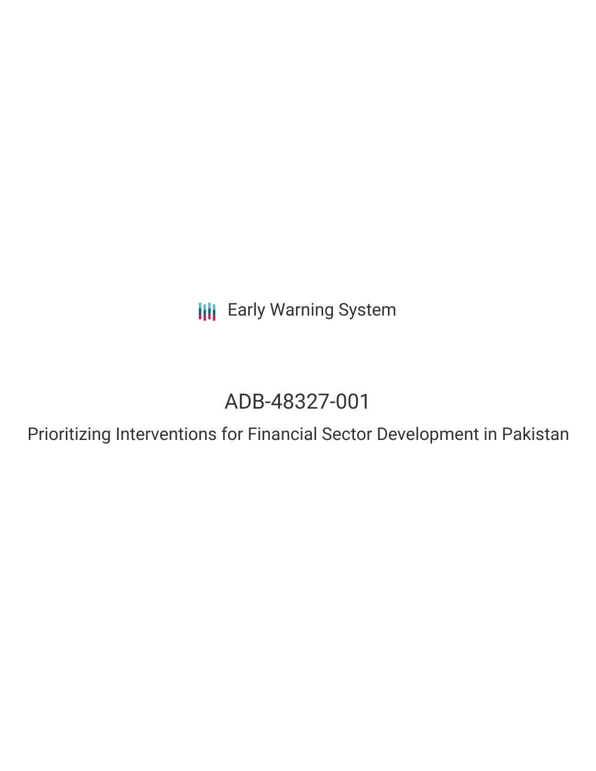Early Warning System

# ADB-48327-001

Prioritizing Interventions for Financial Sector Development in Pakistan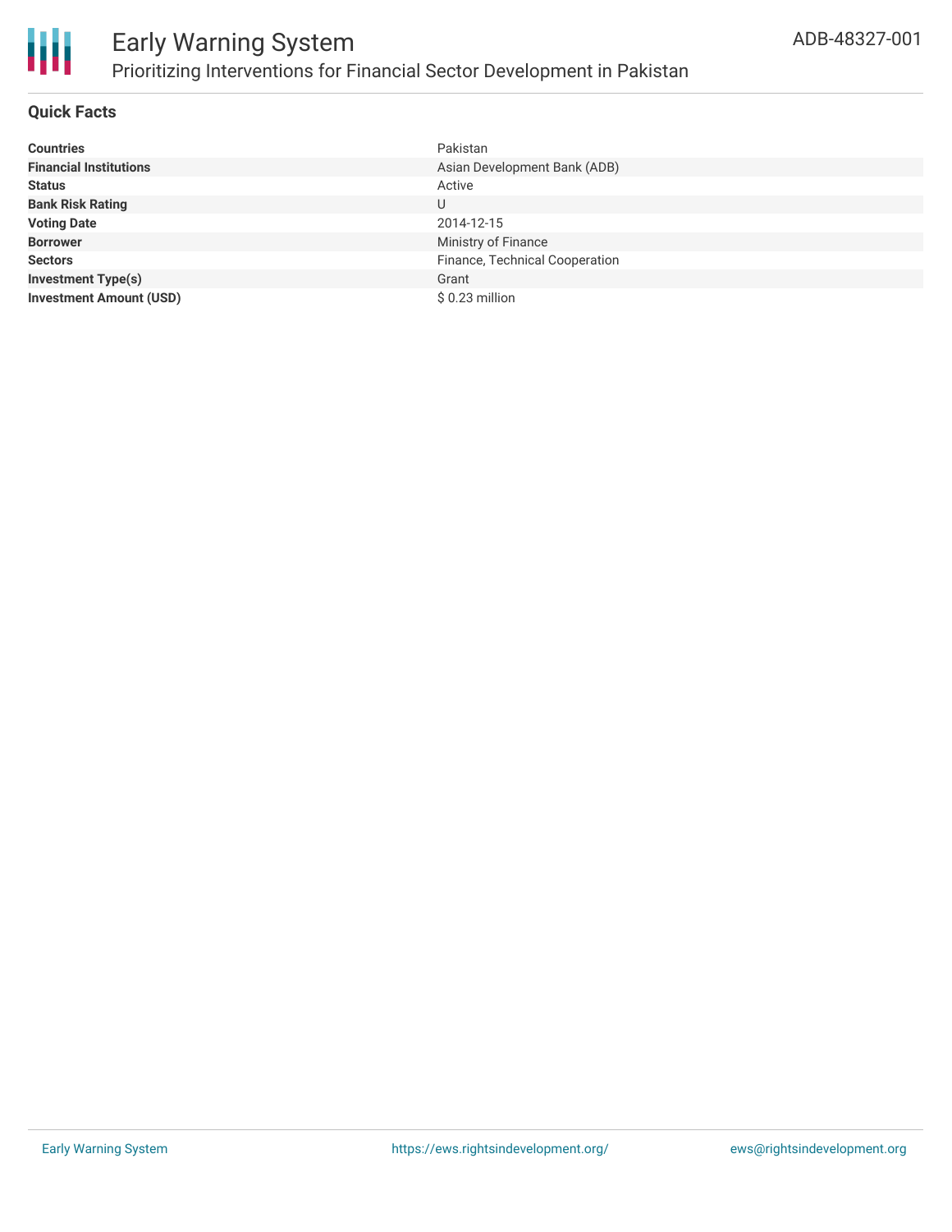# Early Warning System

## Prioritizing Interventions for Financial Sector Development in Pakistan

ADB-48327-001

### Quick Facts

| | |
|---|---|
| **Countries** | Pakistan |
| **Financial Institutions** | Asian Development Bank (ADB) |
| **Status** | Active |
| **Bank Risk Rating** | U |
| **Voting Date** | 2014-12-15 |
| **Borrower** | Ministry of Finance |
| **Sectors** | Finance, Technical Cooperation |
| **Investment Type(s)** | Grant |
| **Investment Amount (USD)** | $ 0.23 million |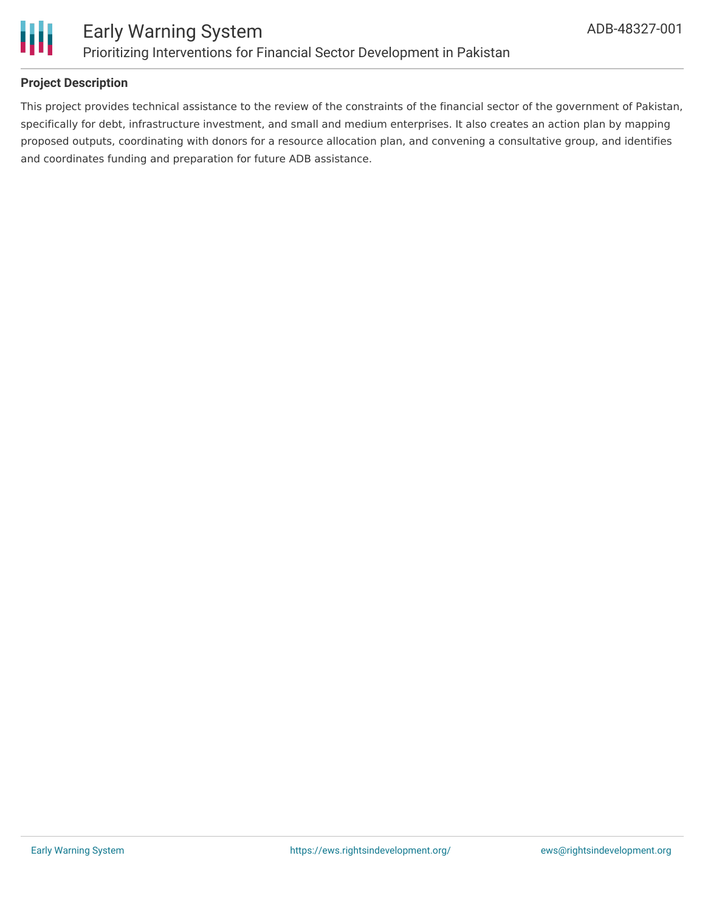**Project Description**

This project provides technical assistance to the review of the constraints of the financial sector of the government of Pakistan, specifically for debt, infrastructure investment, and small and medium enterprises. It also creates an action plan by mapping proposed outputs, coordinating with donors for a resource allocation plan, and convening a consultative group, and identifies and coordinates funding and preparation for future ADB assistance.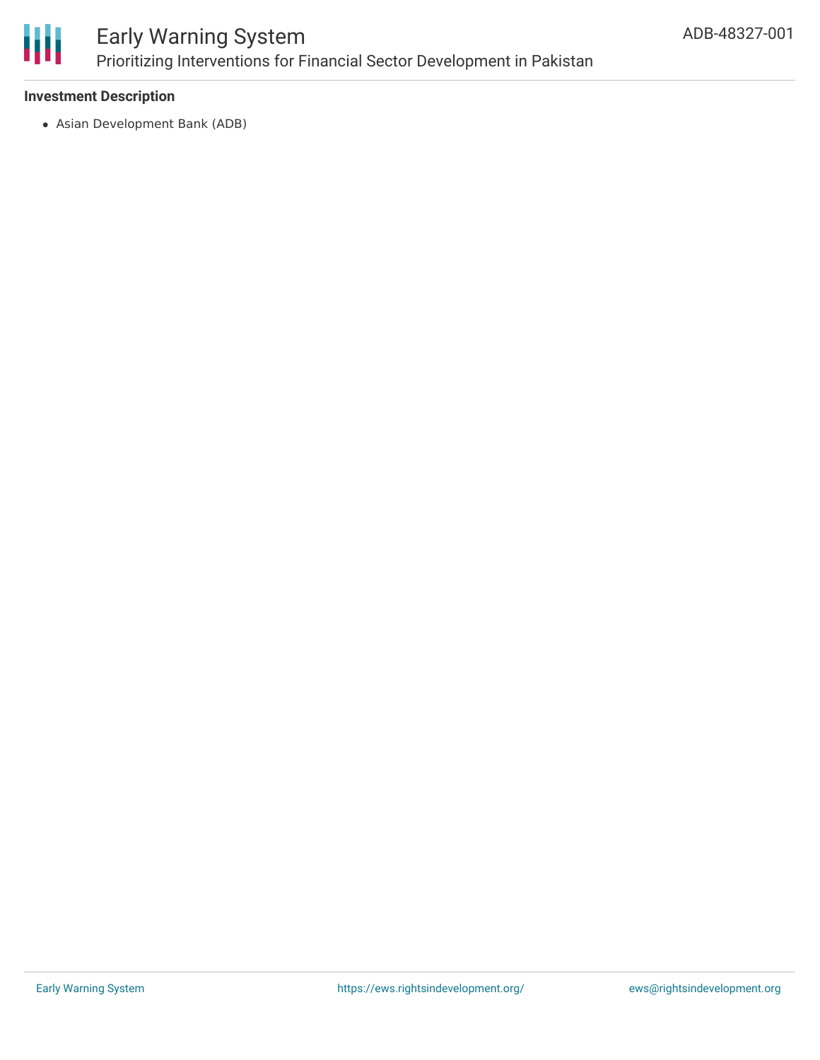### Investment Description

- Asian Development Bank (ADB)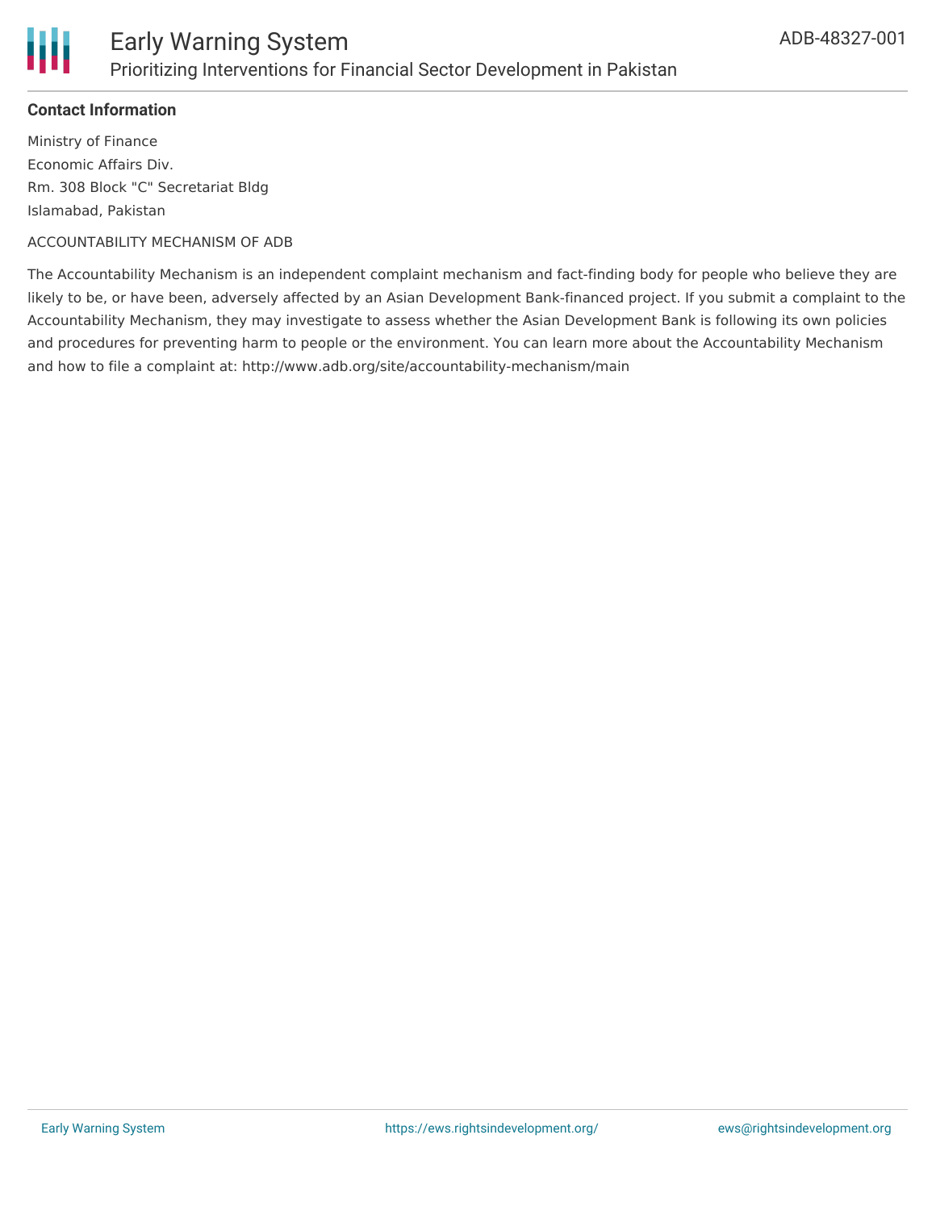**Contact Information**

Ministry of Finance
Economic Affairs Div.
Rm. 308 Block "C" Secretariat Bldg
Islamabad, Pakistan

ACCOUNTABILITY MECHANISM OF ADB

The Accountability Mechanism is an independent complaint mechanism and fact-finding body for people who believe they are likely to be, or have been, adversely affected by an Asian Development Bank-financed project. If you submit a complaint to the Accountability Mechanism, they may investigate to assess whether the Asian Development Bank is following its own policies and procedures for preventing harm to people or the environment. You can learn more about the Accountability Mechanism and how to file a complaint at: http://www.adb.org/site/accountability-mechanism/main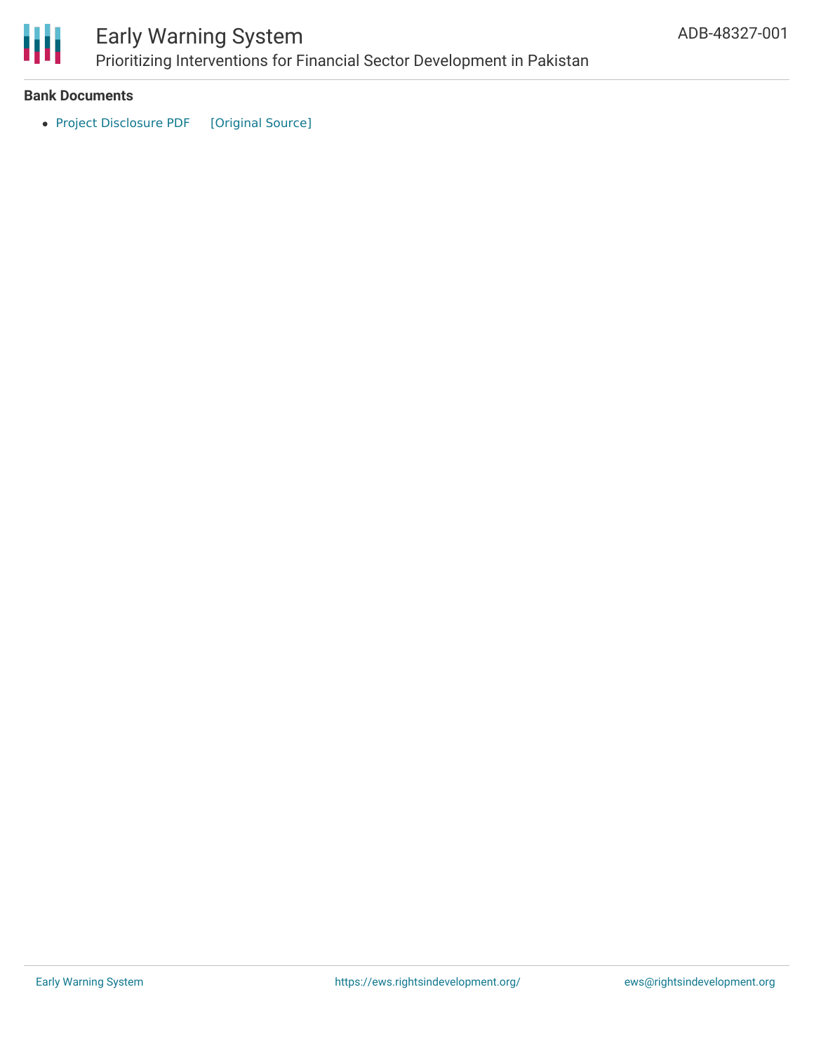### Bank Documents

- Project Disclosure PDF [Original Source]